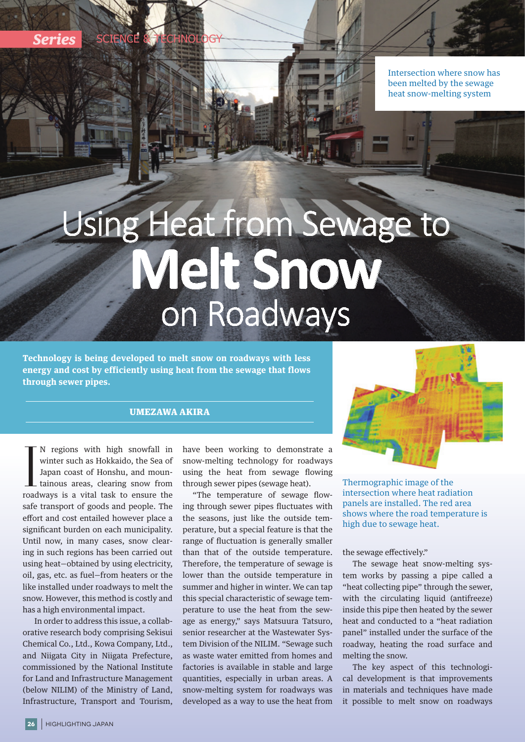Series SCIENCE & TECHNOLOGY

# Using Heat from Sewage to Melt Snow on Roadways

Intersection where snow has been melted by the sewage heat snow-melting system

**Technology is being developed to melt snow on roadways with less energy and cost by efficiently using heat from the sewage that flows through sewer pipes.**

**UMEZAWA AKIRA**

In regions with high snowfall in winter such as Hokkaido, the Sea of Japan coast of Honshu, and mountainous areas, clearing snow from roadways is a vital task to ensure the safe transport of goods and people. The effort and cost entailed however place a significant burden on each municipality. Until now, in many cases, snow clearing in such regions has been carried out using heat—obtained by using electricity, oil, gas, etc. as fuel—from heaters or the like installed under roadways to melt the snow. However, this method is costly and has a high environmental impact.

In order to address this issue, a collaborative research body comprising Sekisui Chemical Co., Ltd., Kowa Company, Ltd., and Niigata City in Niigata Prefecture, commissioned by the National Institute for Land and Infrastructure Management (below NILIM) of the Ministry of Land, Infrastructure, Transport and Tourism, have been working to demonstrate a snow-melting technology for roadways using the heat from sewage flowing through sewer pipes (sewage heat).

"The temperature of sewage flowing through sewer pipes fluctuates with the seasons, just like the outside temperature, but a special feature is that the range of fluctuation is generally smaller than that of the outside temperature. Therefore, the temperature of sewage is lower than the outside temperature in summer and higher in winter. We can tap this special characteristic of sewage temperature to use the heat from the sewage as energy," says Matsuura Tatsuro, senior researcher at the Wastewater System Division of the NILIM. "Sewage such as waste water emitted from homes and factories is available in stable and large quantities, especially in urban areas. A snow-melting system for roadways was developed as a way to use the heat from the sewage effectively."

Thermographic image of the intersection where heat radiation panels are installed. The red area shows where the road temperature is high due to sewage heat.

The sewage heat snow-melting system works by passing a pipe called a "heat collecting pipe" through the sewer, with the circulating liquid (antifreeze) inside this pipe then heated by the sewer heat and conducted to a "heat radiation panel" installed under the surface of the roadway, heating the road surface and melting the snow.

The key aspect of this technological development is that improvements in materials and techniques have made it possible to melt snow on roadways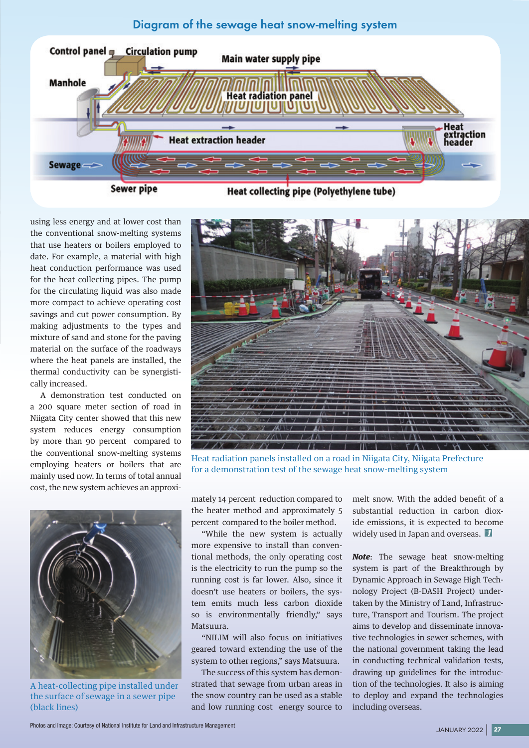## Diagram of the sewage heat snow-melting system

Control panel
Circulation pump
Main water supply pipe
Manhole
Heat radiation panel
Heat extraction header
Heat extraction header
Sewage
Sewer pipe
Heat collecting pipe (Polyethylene tube)

using less energy and at lower cost than the conventional snow-melting systems that use heaters or boilers employed to date. For example, a material with high heat conduction performance was used for the heat collecting pipes. The pump for the circulating liquid was also made more compact to achieve operating cost savings and cut power consumption. By making adjustments to the types and mixture of sand and stone for the paving material on the surface of the roadways where the heat panels are installed, the thermal conductivity can be synergistically increased.

A demonstration test conducted on a 200 square meter section of road in Niigata City center showed that this new system reduces energy consumption by more than 90 percent compared to the conventional snow-melting systems employing heaters or boilers that are mainly used now. In terms of total annual cost, the new system achieves an approximately 14 percent reduction compared to the heater method and approximately 5 percent compared to the boiler method.

"While the new system is actually more expensive to install than conventional methods, the only operating cost is the electricity to run the pump so the running cost is far lower. Also, since it doesn't use heaters or boilers, the system emits much less carbon dioxide so is environmentally friendly," says Matsuura.

"NILIM will also focus on initiatives geared toward extending the use of the system to other regions," says Matsuura.

The success of this system has demonstrated that sewage from urban areas in the snow country can be used as a stable and low running cost energy source to melt snow. With the added benefit of a substantial reduction in carbon dioxide emissions, it is expected to become widely used in Japan and overseas.

Heat radiation panels installed on a road in Niigata City, Niigata Prefecture for a demonstration test of the sewage heat snow-melting system

A heat-collecting pipe installed under the surface of sewage in a sewer pipe (black lines)

***Note***: The sewage heat snow-melting system is part of the Breakthrough by Dynamic Approach in Sewage High Technology Project (B-DASH Project) undertaken by the Ministry of Land, Infrastructure, Transport and Tourism. The project aims to develop and disseminate innovative technologies in sewer schemes, with the national government taking the lead in conducting technical validation tests, drawing up guidelines for the introduction of the technologies. It also is aiming to deploy and expand the technologies including overseas.

Photos and Image: Courtesy of National Institute for Land and Infrastructure Management